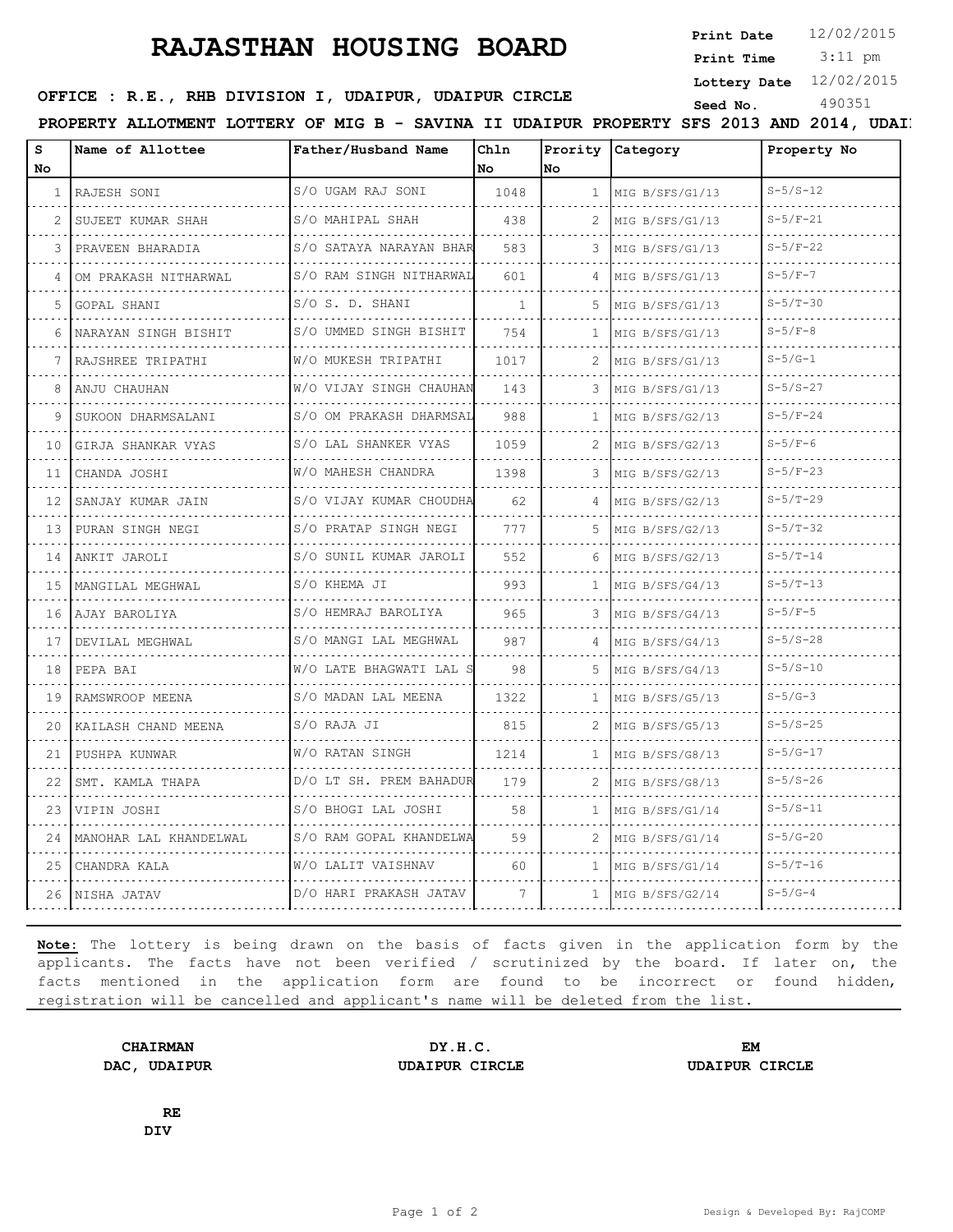# RAJASTHAN HOUSING BOARD

Print Date 12/02/2015
Print Time 3:11 pm
Lottery Date 12/02/2015
Seed No. 490351

**OFFICE : R.E., RHB DIVISION I, UDAIPUR, UDAIPUR CIRCLE**

**PROPERTY ALLOTMENT LOTTERY OF MIG B - SAVINA II UDAIPUR PROPERTY SFS 2013 AND 2014, UDAI**

| S No | Name of Allottee | Father/Husband Name | Chln No | Prority No | Category | Property No |
|---|---|---|---|---|---|---|
| 1 | RAJESH SONI | S/O UGAM RAJ SONI | 1048 | 1 | MIG B/SFS/G1/13 | S-5/S-12 |
| 2 | SUJEET KUMAR SHAH | S/O MAHIPAL SHAH | 438 | 2 | MIG B/SFS/G1/13 | S-5/F-21 |
| 3 | PRAVEEN BHARADIA | S/O SATAYA NARAYAN BHAR | 583 | 3 | MIG B/SFS/G1/13 | S-5/F-22 |
| 4 | OM PRAKASH NITHARWAL | S/O RAM SINGH NITHARWAL | 601 | 4 | MIG B/SFS/G1/13 | S-5/F-7 |
| 5 | GOPAL SHANI | S/O S. D. SHANI | 1 | 5 | MIG B/SFS/G1/13 | S-5/T-30 |
| 6 | NARAYAN SINGH BISHIT | S/O UMMED SINGH BISHIT | 754 | 1 | MIG B/SFS/G1/13 | S-5/F-8 |
| 7 | RAJSHREE TRIPATHI | W/O MUKESH TRIPATHI | 1017 | 2 | MIG B/SFS/G1/13 | S-5/G-1 |
| 8 | ANJU CHAUHAN | W/O VIJAY SINGH CHAUHAN | 143 | 3 | MIG B/SFS/G1/13 | S-5/S-27 |
| 9 | SUKOON DHARMSALANI | S/O OM PRAKASH DHARMSAL | 988 | 1 | MIG B/SFS/G2/13 | S-5/F-24 |
| 10 | GIRJA SHANKAR VYAS | S/O LAL SHANKER VYAS | 1059 | 2 | MIG B/SFS/G2/13 | S-5/F-6 |
| 11 | CHANDA JOSHI | W/O MAHESH CHANDRA | 1398 | 3 | MIG B/SFS/G2/13 | S-5/F-23 |
| 12 | SANJAY KUMAR JAIN | S/O VIJAY KUMAR CHOUDHA | 62 | 4 | MIG B/SFS/G2/13 | S-5/T-29 |
| 13 | PURAN SINGH NEGI | S/O PRATAP SINGH NEGI | 777 | 5 | MIG B/SFS/G2/13 | S-5/T-32 |
| 14 | ANKIT JAROLI | S/O SUNIL KUMAR JAROLI | 552 | 6 | MIG B/SFS/G2/13 | S-5/T-14 |
| 15 | MANGILAL MEGHWAL | S/O KHEMA JI | 993 | 1 | MIG B/SFS/G4/13 | S-5/T-13 |
| 16 | AJAY BAROLIYA | S/O HEMRAJ BAROLIYA | 965 | 3 | MIG B/SFS/G4/13 | S-5/F-5 |
| 17 | DEVILAL MEGHWAL | S/O MANGI LAL MEGHWAL | 987 | 4 | MIG B/SFS/G4/13 | S-5/S-28 |
| 18 | PEPA BAI | W/O LATE BHAGWATI LAL S | 98 | 5 | MIG B/SFS/G4/13 | S-5/S-10 |
| 19 | RAMSWROOP MEENA | S/O MADAN LAL MEENA | 1322 | 1 | MIG B/SFS/G5/13 | S-5/G-3 |
| 20 | KAILASH CHAND MEENA | S/O RAJA JI | 815 | 2 | MIG B/SFS/G5/13 | S-5/S-25 |
| 21 | PUSHPA KUNWAR | W/O RATAN SINGH | 1214 | 1 | MIG B/SFS/G8/13 | S-5/G-17 |
| 22 | SMT. KAMLA THAPA | D/O LT SH. PREM BAHADUR | 179 | 2 | MIG B/SFS/G8/13 | S-5/S-26 |
| 23 | VIPIN JOSHI | S/O BHOGI LAL JOSHI | 58 | 1 | MIG B/SFS/G1/14 | S-5/S-11 |
| 24 | MANOHAR LAL KHANDELWAL | S/O RAM GOPAL KHANDELWA | 59 | 2 | MIG B/SFS/G1/14 | S-5/G-20 |
| 25 | CHANDRA KALA | W/O LALIT VAISHNAV | 60 | 1 | MIG B/SFS/G1/14 | S-5/T-16 |
| 26 | NISHA JATAV | D/O HARI PRAKASH JATAV | 7 | 1 | MIG B/SFS/G2/14 | S-5/G-4 |

**Note:** The lottery is being drawn on the basis of facts given in the application form by the applicants. The facts have not been verified / scrutinized by the board. If later on, the facts mentioned in the application form are found to be incorrect or found hidden, registration will be cancelled and applicant's name will be deleted from the list.

**CHAIRMAN**
**DAC, UDAIPUR**

**DY.H.C.**
**UDAIPUR CIRCLE**

**EM**
**UDAIPUR CIRCLE**

**RE**
**DIV**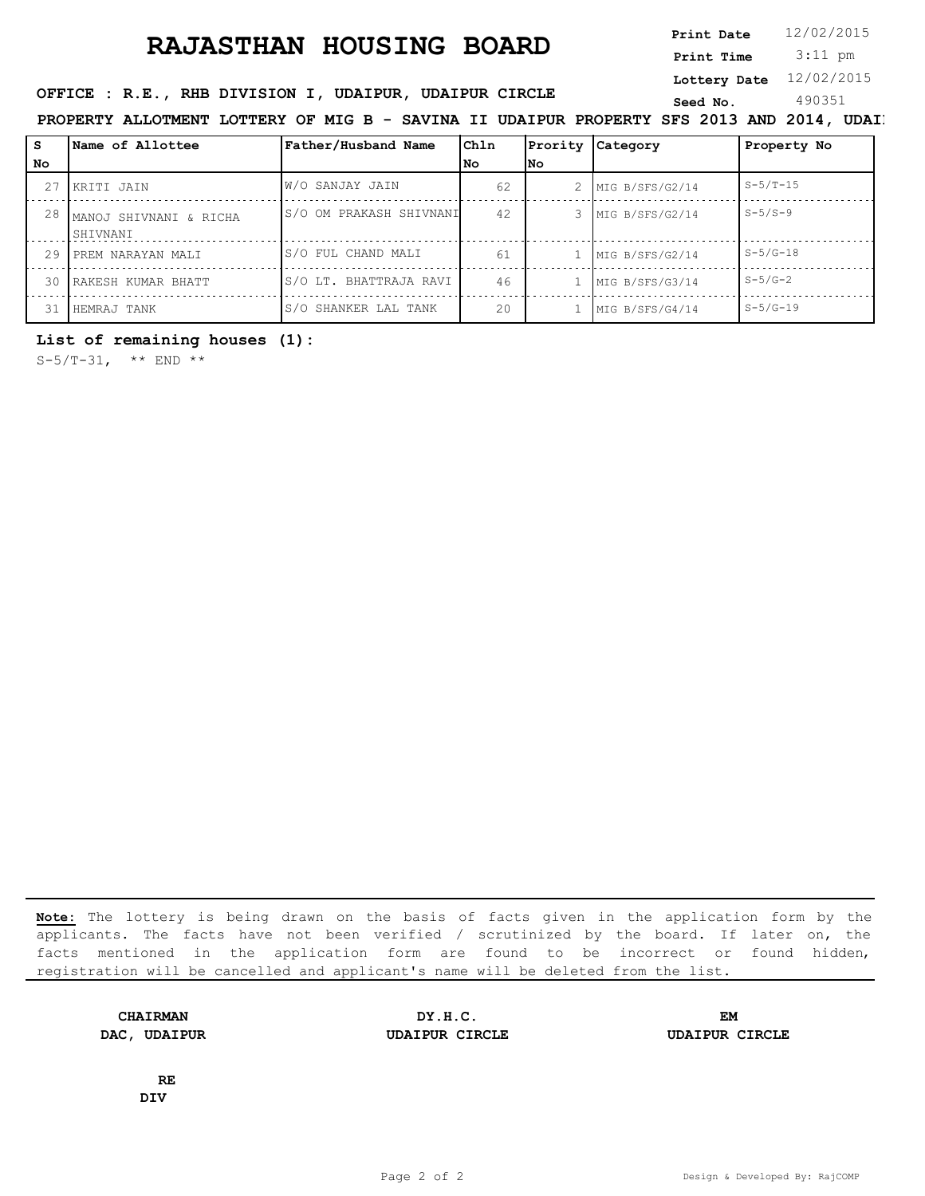# RAJASTHAN HOUSING BOARD

**Print Date** 12/02/2015
**Print Time** 3:11 pm
**Lottery Date** 12/02/2015
**Seed No.** 490351

**OFFICE : R.E., RHB DIVISION I, UDAIPUR, UDAIPUR CIRCLE**

**PROPERTY ALLOTMENT LOTTERY OF MIG B - SAVINA II UDAIPUR PROPERTY SFS 2013 AND 2014, UDAI**

| S No | Name of Allottee | Father/Husband Name | Chln No | Prority No | Category | Property No |
|---|---|---|---|---|---|---|
| 27 | KRITI JAIN | W/O SANJAY JAIN | 62 | 2 | MIG B/SFS/G2/14 | S-5/T-15 |
| 28 | MANOJ SHIVNANI & RICHA SHIVNANI | S/O OM PRAKASH SHIVNANI | 42 | 3 | MIG B/SFS/G2/14 | S-5/S-9 |
| 29 | PREM NARAYAN MALI | S/O FUL CHAND MALI | 61 | 1 | MIG B/SFS/G2/14 | S-5/G-18 |
| 30 | RAKESH KUMAR BHATT | S/O LT. BHATTRAJA RAVI | 46 | 1 | MIG B/SFS/G3/14 | S-5/G-2 |
| 31 | HEMRAJ TANK | S/O SHANKER LAL TANK | 20 | 1 | MIG B/SFS/G4/14 | S-5/G-19 |

**List of remaining houses (1):**

S-5/T-31, ** END **

**Note:** The lottery is being drawn on the basis of facts given in the application form by the applicants. The facts have not been verified / scrutinized by the board. If later on, the facts mentioned in the application form are found to be incorrect or found hidden, registration will be cancelled and applicant's name will be deleted from the list.

**CHAIRMAN**
**DAC, UDAIPUR**

**DY.H.C.**
**UDAIPUR CIRCLE**

**EM**
**UDAIPUR CIRCLE**

**RE**
**DIV**

Design & Developed By: RajCOMP